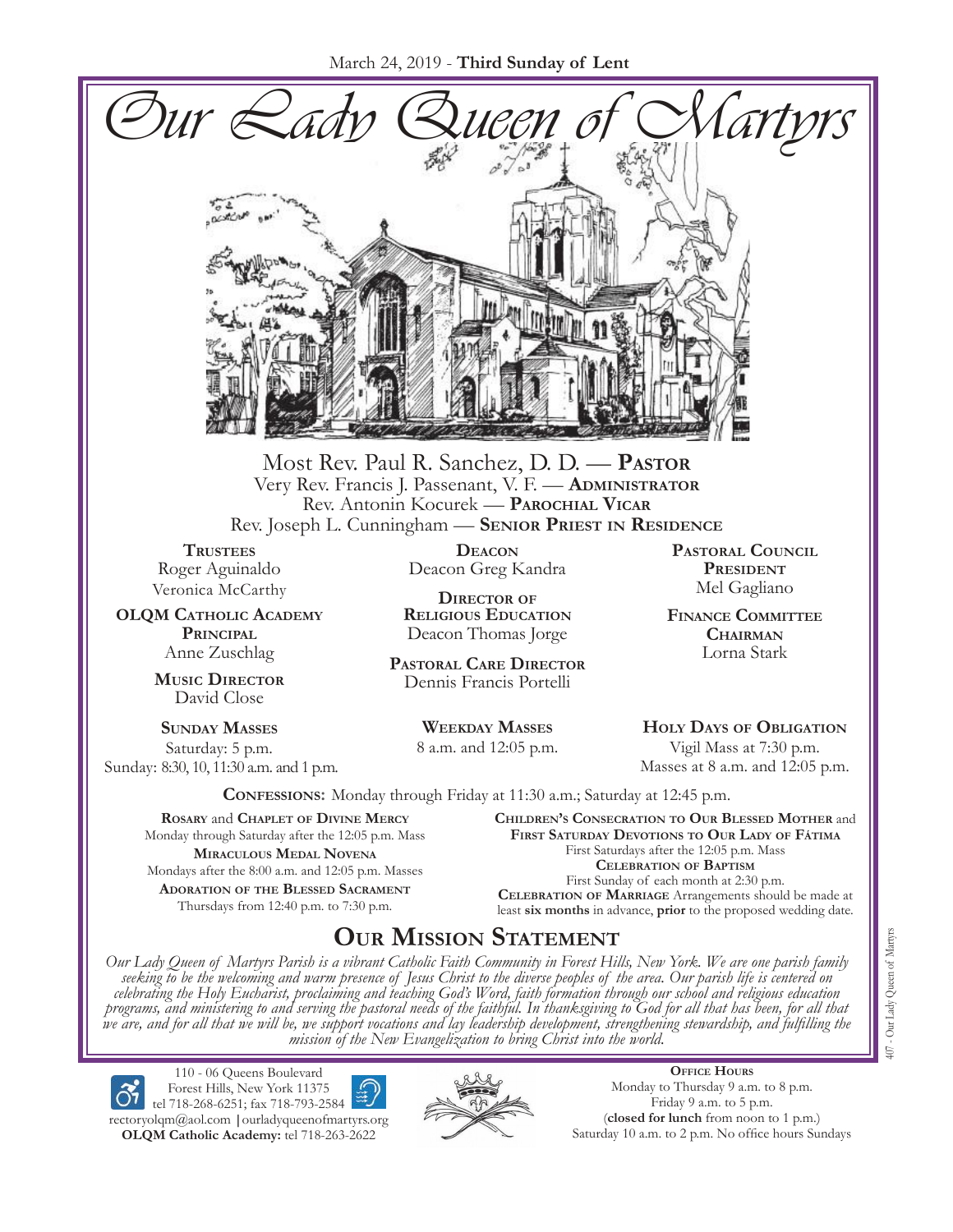March 24, 2019 - **Third Sunday of Lent**

# Our Lady Queen of Martyrs

Most Rev. Paul R. Sanchez, D. D. — **Pastor**
Very Rev. Francis J. Passenant, V. F. — **Administrator**
Rev. Antonin Kocurek — **Parochial Vicar**
Rev. Joseph L. Cunningham — **Senior Priest in Residence**

**Trustees**
Roger Aguinaldo
Veronica McCarthy

**OLQM Catholic Academy Principal**
Anne Zuschlag

**Music Director**
David Close

**Deacon**
Deacon Greg Kandra

**Director of Religious Education**
Deacon Thomas Jorge

**Pastoral Care Director**
Dennis Francis Portelli

**Pastoral Council President**
Mel Gagliano

**Finance Committee Chairman**
Lorna Stark

**Sunday Masses**
Saturday: 5 p.m.
Sunday: 8:30, 10, 11:30 a.m. and 1 p.m.

**Weekday Masses**
8 a.m. and 12:05 p.m.

**Holy Days of Obligation**
Vigil Mass at 7:30 p.m.
Masses at 8 a.m. and 12:05 p.m.

**Confessions:** Monday through Friday at 11:30 a.m.; Saturday at 12:45 p.m.

**Rosary** and **Chaplet of Divine Mercy**
Monday through Saturday after the 12:05 p.m. Mass

**Miraculous Medal Novena**
Mondays after the 8:00 a.m. and 12:05 p.m. Masses

**Adoration of the Blessed Sacrament**
Thursdays from 12:40 p.m. to 7:30 p.m.

**Children's Consecration to Our Blessed Mother** and **First Saturday Devotions to Our Lady of Fátima**
First Saturdays after the 12:05 p.m. Mass

**Celebration of Baptism**
First Sunday of each month at 2:30 p.m.

**Celebration of Marriage** Arrangements should be made at least **six months** in advance, **prior** to the proposed wedding date.

## Our Mission Statement

*Our Lady Queen of Martyrs Parish is a vibrant Catholic Faith Community in Forest Hills, New York. We are one parish family seeking to be the welcoming and warm presence of Jesus Christ to the diverse peoples of the area. Our parish life is centered on celebrating the Holy Eucharist, proclaiming and teaching God's Word, faith formation through our school and religious education programs, and ministering to and serving the pastoral needs of the faithful. In thanksgiving to God for all that has been, for all that we are, and for all that we will be, we support vocations and lay leadership development, strengthening stewardship, and fulfilling the mission of the New Evangelization to bring Christ into the world.*

110 - 06 Queens Boulevard
Forest Hills, New York 11375
tel 718-268-6251; fax 718-793-2584
rectoryolqm@aol.com | ourladyqueenofmartyrs.org
**OLQM Catholic Academy:** tel 718-263-2622

**Office Hours**
Monday to Thursday 9 a.m. to 8 p.m.
Friday 9 a.m. to 5 p.m.
(**closed for lunch** from noon to 1 p.m.)
Saturday 10 a.m. to 2 p.m. No office hours Sundays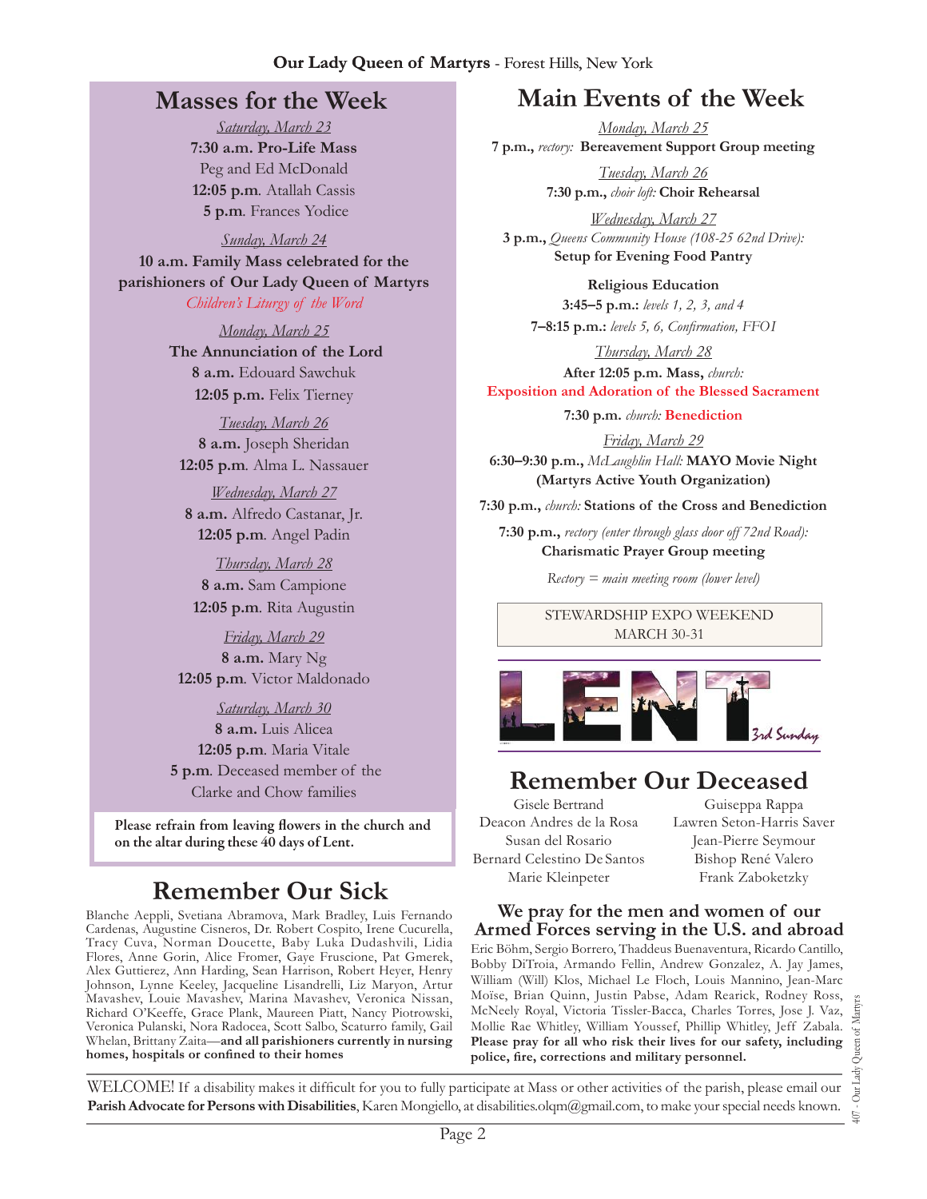# Masses for the Week

*Saturday, March 23*

**7:30 a.m. Pro-Life Mass** Peg and Ed McDonald

**12:05 p.m**. Atallah Cassis

**5 p.m**. Frances Yodice

*Sunday, March 24*

**10 a.m. Family Mass celebrated for the parishioners of Our Lady Queen of Martyrs**

*Children's Liturgy of the Word*

*Monday, March 25*

**The Annunciation of the Lord**

**8 a.m.** Edouard Sawchuk

**12:05 p.m.** Felix Tierney

*Tuesday, March 26*

**8 a.m.** Joseph Sheridan

**12:05 p.m**. Alma L. Nassauer

*Wednesday, March 27*

**8 a.m.** Alfredo Castanar, Jr.

**12:05 p.m**. Angel Padin

*Thursday, March 28*

**8 a.m.** Sam Campione

**12:05 p.m**. Rita Augustin

*Friday, March 29*

**8 a.m.** Mary Ng

**12:05 p.m**. Victor Maldonado

*Saturday, March 30*

**8 a.m.** Luis Alicea

**12:05 p.m**. Maria Vitale

**5 p.m**. Deceased member of the Clarke and Chow families

**Please refrain from leaving flowers in the church and on the altar during these 40 days of Lent.**

# Remember Our Sick

Blanche Aeppli, Svetiana Abramova, Mark Bradley, Luis Fernando Cardenas, Augustine Cisneros, Dr. Robert Cospito, Irene Cucurella, Tracy Cuva, Norman Doucette, Baby Luka Dudashvili, Lidia Flores, Anne Gorin, Alice Fromer, Gaye Fruscione, Pat Gmerek, Alex Guttierez, Ann Harding, Sean Harrison, Robert Heyer, Henry Johnson, Lynne Keeley, Jacqueline Lisandrelli, Liz Maryon, Artur Mavashev, Louie Mavashev, Marina Mavashev, Veronica Nissan, Richard O'Keeffe, Grace Plank, Maureen Piatt, Nancy Piotrowski, Veronica Pulanski, Nora Radocea, Scott Salbo, Scaturro family, Gail Whelan, Brittany Zaita—**and all parishioners currently in nursing homes, hospitals or confined to their homes**

# Main Events of the Week

*Monday, March 25*

**7 p.m.,** *rectory:* **Bereavement Support Group meeting**

*Tuesday, March 26*

**7:30 p.m.,** *choir loft:* **Choir Rehearsal**

*Wednesday, March 27*

**3 p.m.,** *Queens Community House (108-25 62nd Drive):* **Setup for Evening Food Pantry**

**Religious Education**

**3:45–5 p.m.:** *levels 1, 2, 3, and 4*

**7–8:15 p.m.:** *levels 5, 6, Confirmation, FFO1*

*Thursday, March 28*

**After 12:05 p.m. Mass,** *church:* **Exposition and Adoration of the Blessed Sacrament**

**7:30 p.m.** *church:* **Benediction**

*Friday, March 29*

**6:30–9:30 p.m.,** *McLaughlin Hall:* **MAYO Movie Night (Martyrs Active Youth Organization)**

**7:30 p.m.,** *church:* **Stations of the Cross and Benediction**

**7:30 p.m.,** *rectory (enter through glass door off 72nd Road):* **Charismatic Prayer Group meeting**

*Rectory = main meeting room (lower level)*

STEWARDSHIP EXPO WEEKEND
MARCH 30-31

LENT — 3rd Sunday

# Remember Our Deceased

Gisele Bertrand
Deacon Andres de la Rosa
Susan del Rosario
Bernard Celestino De Santos
Marie Kleinpeter
Guiseppa Rappa
Lawren Seton-Harris Saver
Jean-Pierre Seymour
Bishop René Valero
Frank Zaboketzky

## We pray for the men and women of our Armed Forces serving in the U.S. and abroad

Eric Böhm, Sergio Borrero, Thaddeus Buenaventura, Ricardo Cantillo, Bobby DiTroia, Armando Fellin, Andrew Gonzalez, A. Jay James, William (Will) Klos, Michael Le Floch, Louis Mannino, Jean-Marc Moïse, Brian Quinn, Justin Pabse, Adam Rearick, Rodney Ross, McNeely Royal, Victoria Tissler-Bacca, Charles Torres, Jose J. Vaz, Mollie Rae Whitley, William Youssef, Phillip Whitley, Jeff Zabala. **Please pray for all who risk their lives for our safety, including police, fire, corrections and military personnel.**

WELCOME! If a disability makes it difficult for you to fully participate at Mass or other activities of the parish, please email our **Parish Advocate for Persons with Disabilities**, Karen Mongiello, at disabilities.olqm@gmail.com, to make your special needs known.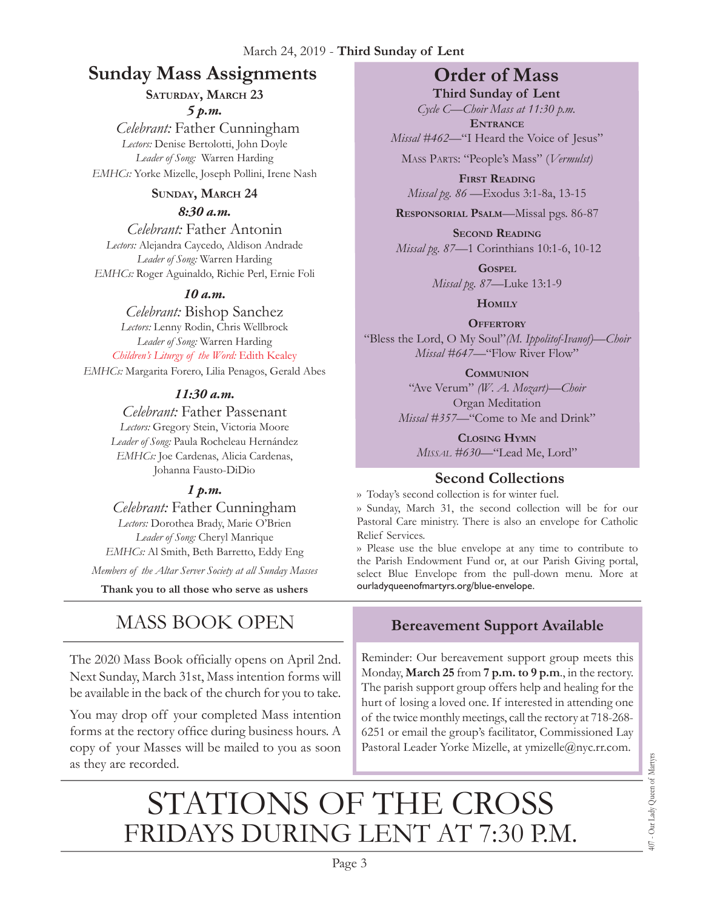March 24, 2019 - **Third Sunday of Lent**

## Sunday Mass Assignments

**Saturday, March 23**

***5 p.m.***

*Celebrant:* Father Cunningham
*Lectors:* Denise Bertolotti, John Doyle
*Leader of Song:* Warren Harding
*EMHCs:* Yorke Mizelle, Joseph Pollini, Irene Nash

**Sunday, March 24**

***8:30 a.m.***

*Celebrant:* Father Antonin
*Lectors:* Alejandra Caycedo, Aldison Andrade
*Leader of Song:* Warren Harding
*EMHCs:* Roger Aguinaldo, Richie Perl, Ernie Foli

***10 a.m.***

*Celebrant:* Bishop Sanchez
*Lectors:* Lenny Rodin, Chris Wellbrock
*Leader of Song:* Warren Harding
*Children's Liturgy of the Word:* Edith Kealey
*EMHCs:* Margarita Forero, Lilia Penagos, Gerald Abes

***11:30 a.m.***

*Celebrant:* Father Passenant
*Lectors:* Gregory Stein, Victoria Moore
*Leader of Song:* Paula Rocheleau Hernández
*EMHCs:* Joe Cardenas, Alicia Cardenas, Johanna Fausto-DiDio

***1 p.m.***

*Celebrant:* Father Cunningham
*Lectors:* Dorothea Brady, Marie O'Brien
*Leader of Song:* Cheryl Manrique
*EMHCs:* Al Smith, Beth Barretto, Eddy Eng

*Members of the Altar Server Society at all Sunday Masses*

**Thank you to all those who serve as ushers**

## Order of Mass

**Third Sunday of Lent**

*Cycle C—Choir Mass at 11:30 p.m.*

**Entrance**
*Missal #462*—"I Heard the Voice of Jesus"

Mass Parts: "People's Mass" (*Vermulst)*

**First Reading**
*Missal pg. 86* —Exodus 3:1-8a, 13-15

**Responsorial Psalm**—Missal pgs. 86-87

**Second Reading**
*Missal pg. 87*—1 Corinthians 10:1-6, 10-12

**Gospel**
*Missal pg. 87*—Luke 13:1-9

**Homily**

**Offertory**
"Bless the Lord, O My Soul"*(M. Ippolitof-Ivanof)—Choir*
*Missal #647*—"Flow River Flow"

**Communion**
"Ave Verum" *(W. A. Mozart)—Choir*
Organ Meditation
*Missal #357*—"Come to Me and Drink"

**Closing Hymn**
*Missal #630*—"Lead Me, Lord"

### Second Collections

» Today's second collection is for winter fuel.

» Sunday, March 31, the second collection will be for our Pastoral Care ministry. There is also an envelope for Catholic Relief Services.

» Please use the blue envelope at any time to contribute to the Parish Endowment Fund or, at our Parish Giving portal, select Blue Envelope from the pull-down menu. More at ourladyqueenofmartyrs.org/blue-envelope.

## MASS BOOK OPEN

The 2020 Mass Book officially opens on April 2nd. Next Sunday, March 31st, Mass intention forms will be available in the back of the church for you to take.

You may drop off your completed Mass intention forms at the rectory office during business hours. A copy of your Masses will be mailed to you as soon as they are recorded.

## Bereavement Support Available

Reminder: Our bereavement support group meets this Monday, **March 25** from **7 p.m. to 9 p.m.**, in the rectory. The parish support group offers help and healing for the hurt of losing a loved one. If interested in attending one of the twice monthly meetings, call the rectory at 718-268-6251 or email the group's facilitator, Commissioned Lay Pastoral Leader Yorke Mizelle, at ymizelle@nyc.rr.com.

# STATIONS OF THE CROSS
## FRIDAYS DURING LENT AT 7:30 P.M.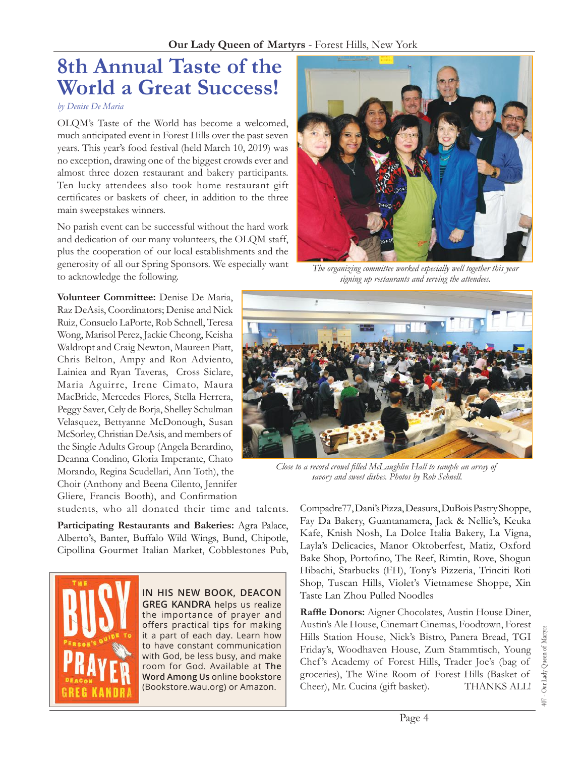# 8th Annual Taste of the World a Great Success!

*by Denise De Maria*

OLQM's Taste of the World has become a welcomed, much anticipated event in Forest Hills over the past seven years. This year's food festival (held March 10, 2019) was no exception, drawing one of the biggest crowds ever and almost three dozen restaurant and bakery participants. Ten lucky attendees also took home restaurant gift certificates or baskets of cheer, in addition to the three main sweepstakes winners.

No parish event can be successful without the hard work and dedication of our many volunteers, the OLQM staff, plus the cooperation of our local establishments and the generosity of all our Spring Sponsors. We especially want to acknowledge the following.

*The organizing committee worked especially well together this year signing up restaurants and serving the attendees.*

**Volunteer Committee:** Denise De Maria, Raz DeAsis, Coordinators; Denise and Nick Ruiz, Consuelo LaPorte, Rob Schnell, Teresa Wong, Marisol Perez, Jackie Cheong, Keisha Waldropt and Craig Newton, Maureen Piatt, Chris Belton, Ampy and Ron Adviento, Lainiea and Ryan Taveras, Cross Siclare, Maria Aguirre, Irene Cimato, Maura MacBride, Mercedes Flores, Stella Herrera, Peggy Saver, Cely de Borja, Shelley Schulman Velasquez, Bettyanne McDonough, Susan McSorley, Christian DeAsis, and members of the Single Adults Group (Angela Berardino, Deanna Condino, Gloria Imperante, Chato Morando, Regina Scudellari, Ann Toth), the Choir (Anthony and Beena Cilento, Jennifer Gliere, Francis Booth), and Confirmation students, who all donated their time and talents.

*Close to a record crowd filled McLaughlin Hall to sample an array of savory and sweet dishes. Photos by Rob Schnell.*

**Participating Restaurants and Bakeries:** Agra Palace, Alberto's, Banter, Buffalo Wild Wings, Bund, Chipotle, Cipollina Gourmet Italian Market, Cobblestones Pub, Compadre77, Dani's Pizza, Deasura, DuBois Pastry Shoppe, Fay Da Bakery, Guantanamera, Jack & Nellie's, Keuka Kafe, Knish Nosh, La Dolce Italia Bakery, La Vigna, Layla's Delicacies, Manor Oktoberfest, Matiz, Oxford Bake Shop, Portofino, The Reef, Rimtin, Rove, Shogun Hibachi, Starbucks (FH), Tony's Pizzeria, Trinciti Roti Shop, Tuscan Hills, Violet's Vietnamese Shoppe, Xin Taste Lan Zhou Pulled Noodles

**Raffle Donors:** Aigner Chocolates, Austin House Diner, Austin's Ale House, Cinemart Cinemas, Foodtown, Forest Hills Station House, Nick's Bistro, Panera Bread, TGI Friday's, Woodhaven House, Zum Stammtisch, Young Chef's Academy of Forest Hills, Trader Joe's (bag of groceries), The Wine Room of Forest Hills (Basket of Cheer), Mr. Cucina (gift basket). THANKS ALL!

**IN HIS NEW BOOK, DEACON GREG KANDRA** helps us realize the importance of prayer and offers practical tips for making it a part of each day. Learn how to have constant communication with God, be less busy, and make room for God. Available at **The Word Among Us** online bookstore (Bookstore.wau.org) or Amazon.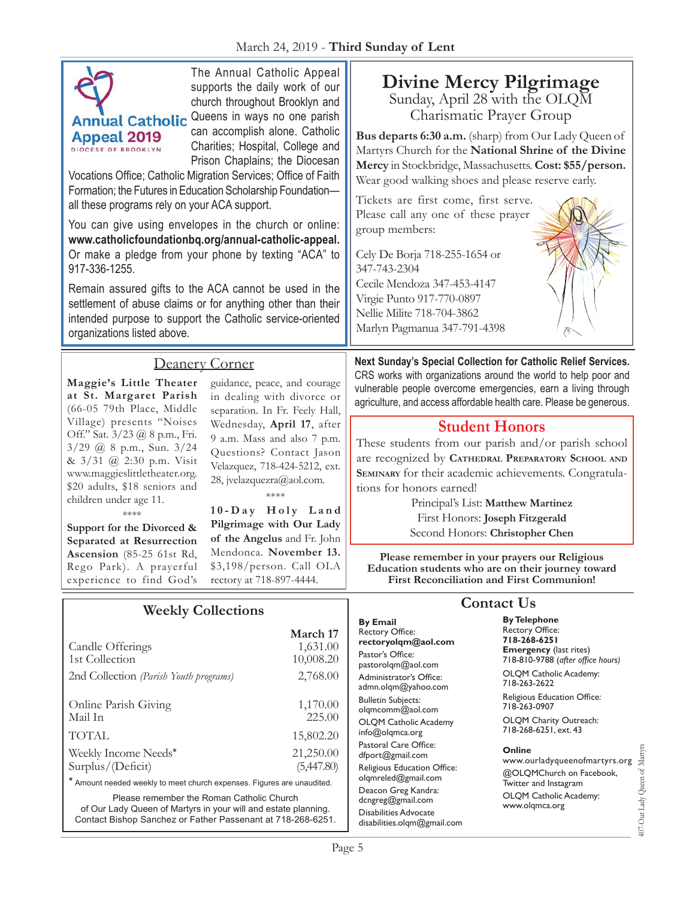**Annual Catholic Appeal 2019**
DIOCESE OF BROOKLYN

The Annual Catholic Appeal supports the daily work of our church throughout Brooklyn and Queens in ways no one parish can accomplish alone. Catholic Charities; Hospital, College and Prison Chaplains; the Diocesan Vocations Office; Catholic Migration Services; Office of Faith Formation; the Futures in Education Scholarship Foundation—all these programs rely on your ACA support.

You can give using envelopes in the church or online: **www.catholicfoundationbq.org/annual-catholic-appeal.** Or make a pledge from your phone by texting "ACA" to 917-336-1255.

Remain assured gifts to the ACA cannot be used in the settlement of abuse claims or for anything other than their intended purpose to support the Catholic service-oriented organizations listed above.

# Divine Mercy Pilgrimage

Sunday, April 28 with the OLQM Charismatic Prayer Group

**Bus departs 6:30 a.m.** (sharp) from Our Lady Queen of Martyrs Church for the **National Shrine of the Divine Mercy** in Stockbridge, Massachusetts. **Cost: $55/person.** Wear good walking shoes and please reserve early.

Tickets are first come, first serve. Please call any one of these prayer group members:

Cely De Borja 718-255-1654 or 347-743-2304
Cecile Mendoza 347-453-4147
Virgie Punto 917-770-0897
Nellie Milite 718-704-3862
Marlyn Pagmanua 347-791-4398

## Deanery Corner

**Maggie's Little Theater at St. Margaret Parish** (66-05 79th Place, Middle Village) presents "Noises Off." Sat. 3/23 @ 8 p.m., Fri. 3/29 @ 8 p.m., Sun. 3/24 & 3/31 @ 2:30 p.m. Visit www.maggieslittletheater.org. $20 adults, $18 seniors and children under age 11.

\*\*\*\*

**Support for the Divorced & Separated at Resurrection Ascension** (85-25 61st Rd, Rego Park). A prayerful experience to find God's guidance, peace, and courage in dealing with divorce or separation. In Fr. Feely Hall, Wednesday, **April 17**, after 9 a.m. Mass and also 7 p.m. Questions? Contact Jason Velazquez, 718-424-5212, ext. 28, jvelazquezra@aol.com.

\*\*\*\*

**10-Day Holy Land Pilgrimage with Our Lady of the Angelus** and Fr. John Mendonca. **November 13.** $3,198/person. Call OLA rectory at 718-897-4444.

**Next Sunday's Special Collection for Catholic Relief Services.** CRS works with organizations around the world to help poor and vulnerable people overcome emergencies, earn a living through agriculture, and access affordable health care. Please be generous.

## Student Honors

These students from our parish and/or parish school are recognized by **Cathedral Preparatory School and Seminary** for their academic achievements. Congratulations for honors earned!

Principal's List: **Matthew Martinez**
First Honors: **Joseph Fitzgerald**
Second Honors: **Christopher Chen**

**Please remember in your prayers our Religious Education students who are on their journey toward First Reconciliation and First Communion!**

## Weekly Collections

| | March 17 |
|---|---|
| Candle Offerings | 1,631.00 |
| 1st Collection | 10,008.20 |
| 2nd Collection *(Parish Youth programs)* | 2,768.00 |
| Online Parish Giving | 1,170.00 |
| Mail In | 225.00 |
| TOTAL | 15,802.20 |
| Weekly Income Needs* | 21,250.00 |
| Surplus/(Deficit) | (5,447.80) |

\* Amount needed weekly to meet church expenses. Figures are unaudited.

Please remember the Roman Catholic Church of Our Lady Queen of Martyrs in your will and estate planning. Contact Bishop Sanchez or Father Passenant at 718-268-6251.

## Contact Us

**By Email**
Rectory Office: **rectoryolqm@aol.com**
Pastor's Office: pastorolqm@aol.com
Administrator's Office: admn.olqm@yahoo.com
Bulletin Subjects: olqmcomm@aol.com
OLQM Catholic Academy info@olqmca.org
Pastoral Care Office: dfport@gmail.com
Religious Education Office: olqmreled@gmail.com
Deacon Greg Kandra: dcngreg@gmail.com
Disabilities Advocate disabilities.olqm@gmail.com

**By Telephone**
Rectory Office: **718-268-6251**
**Emergency** (last rites) 718-810-9788 (*after office hours)*
OLQM Catholic Academy: 718-263-2622
Religious Education Office: 718-263-0907
OLQM Charity Outreach: 718-268-6251, ext. 43

**Online**
www.ourladyqueenofmartyrs.org
@OLQMChurch on Facebook, Twitter and Instagram
OLQM Catholic Academy: www.olqmca.org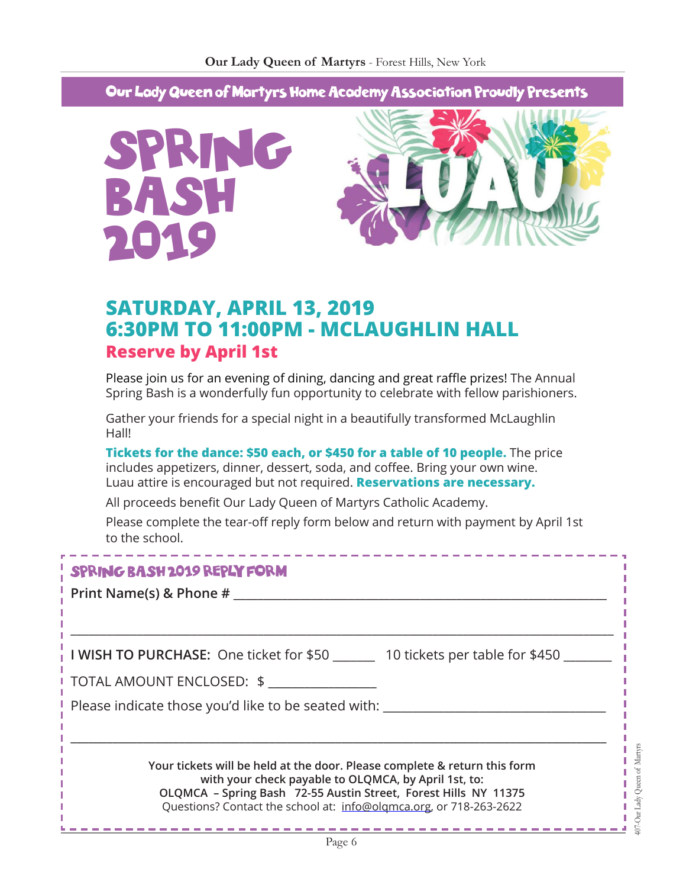Our Lady Queen of Martyrs Home Academy Association Proudly Presents

# SPRING BASH 2019

# LUAU

## SATURDAY, APRIL 13, 2019
## 6:30PM TO 11:00PM - MCLAUGHLIN HALL

### Reserve by April 1st

Please join us for an evening of dining, dancing and great raffle prizes! The Annual Spring Bash is a wonderfully fun opportunity to celebrate with fellow parishioners.

Gather your friends for a special night in a beautifully transformed McLaughlin Hall!

**Tickets for the dance: $50 each, or $450 for a table of 10 people.** The price includes appetizers, dinner, dessert, soda, and coffee. Bring your own wine. Luau attire is encouraged but not required. **Reservations are necessary.**

All proceeds benefit Our Lady Queen of Martyrs Catholic Academy.

Please complete the tear-off reply form below and return with payment by April 1st to the school.

---

### SPRING BASH 2019 REPLY FORM

**Print Name(s) & Phone #** ____________________________________________

__________________________________________________________________

**I WISH TO PURCHASE:** One ticket for $50 ______ 10 tickets per table for $450 _______

TOTAL AMOUNT ENCLOSED: $ ________________

Please indicate those you'd like to be seated with: ______________________________

__________________________________________________________________

**Your tickets will be held at the door. Please complete & return this form with your check payable to OLQMCA, by April 1st, to:**
**OLQMCA – Spring Bash 72-55 Austin Street, Forest Hills NY 11375**
Questions? Contact the school at: info@olqmca.org, or 718-263-2622